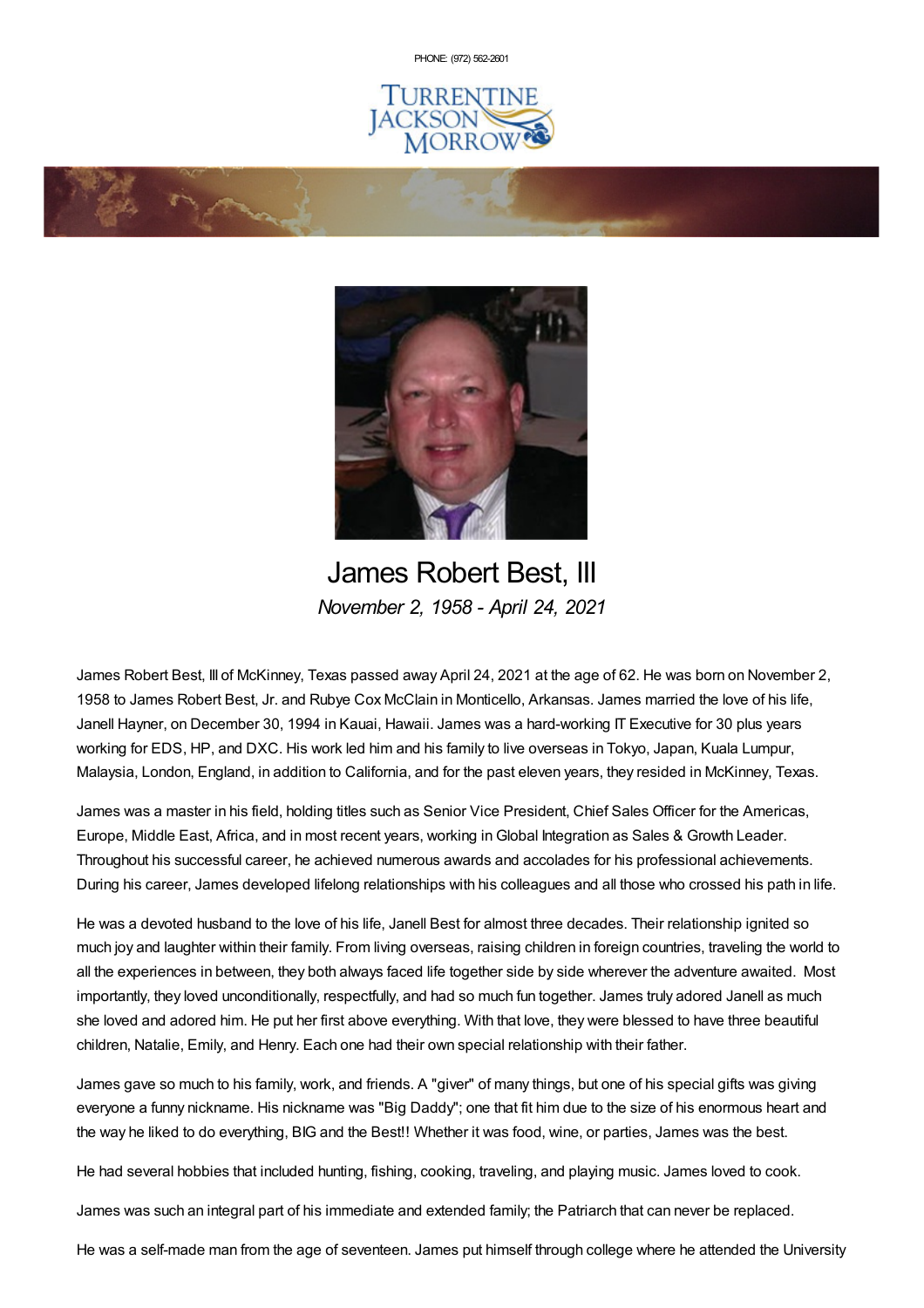PHONE: (972) 562-2601

# James Robert Best, III

*November 2, 1958 - April 24, 2021*

James Robert Best, III of McKinney, Texas passed away April 24, 2021 at the age of 62. He was born on November 2, 1958 to James Robert Best, Jr. and Rubye Cox McClain in Monticello, Arkansas. James married the love of his life, Janell Hayner, on December 30, 1994 in Kauai, Hawaii. James was a hard-working IT Executive for 30 plus years working for EDS, HP, and DXC. His work led him and his family to live overseas in Tokyo, Japan, Kuala Lumpur, Malaysia, London, England, in addition to California, and for the past eleven years, they resided in McKinney, Texas.

James was a master in his field, holding titles such as Senior Vice President, Chief Sales Officer for the Americas, Europe, Middle East, Africa, and in most recent years, working in Global Integration as Sales & Growth Leader. Throughout his successful career, he achieved numerous awards and accolades for his professional achievements. During his career, James developed lifelong relationships with his colleagues and all those who crossed his path in life.

He was a devoted husband to the love of his life, Janell Best for almost three decades. Their relationship ignited so much joy and laughter within their family. From living overseas, raising children in foreign countries, traveling the world to all the experiences in between, they both always faced life together side by side wherever the adventure awaited. Most importantly, they loved unconditionally, respectfully, and had so much fun together. James truly adored Janell as much she loved and adored him. He put her first above everything. With that love, they were blessed to have three beautiful children, Natalie, Emily, and Henry. Each one had their own special relationship with their father.

James gave so much to his family, work, and friends. A "giver" of many things, but one of his special gifts was giving everyone a funny nickname. His nickname was "Big Daddy"; one that fit him due to the size of his enormous heart and the way he liked to do everything, BIG and the Best!! Whether it was food, wine, or parties, James was the best.

He had several hobbies that included hunting, fishing, cooking, traveling, and playing music. James loved to cook.

James was such an integral part of his immediate and extended family; the Patriarch that can never be replaced.

He was a self-made man from the age of seventeen. James put himself through college where he attended the University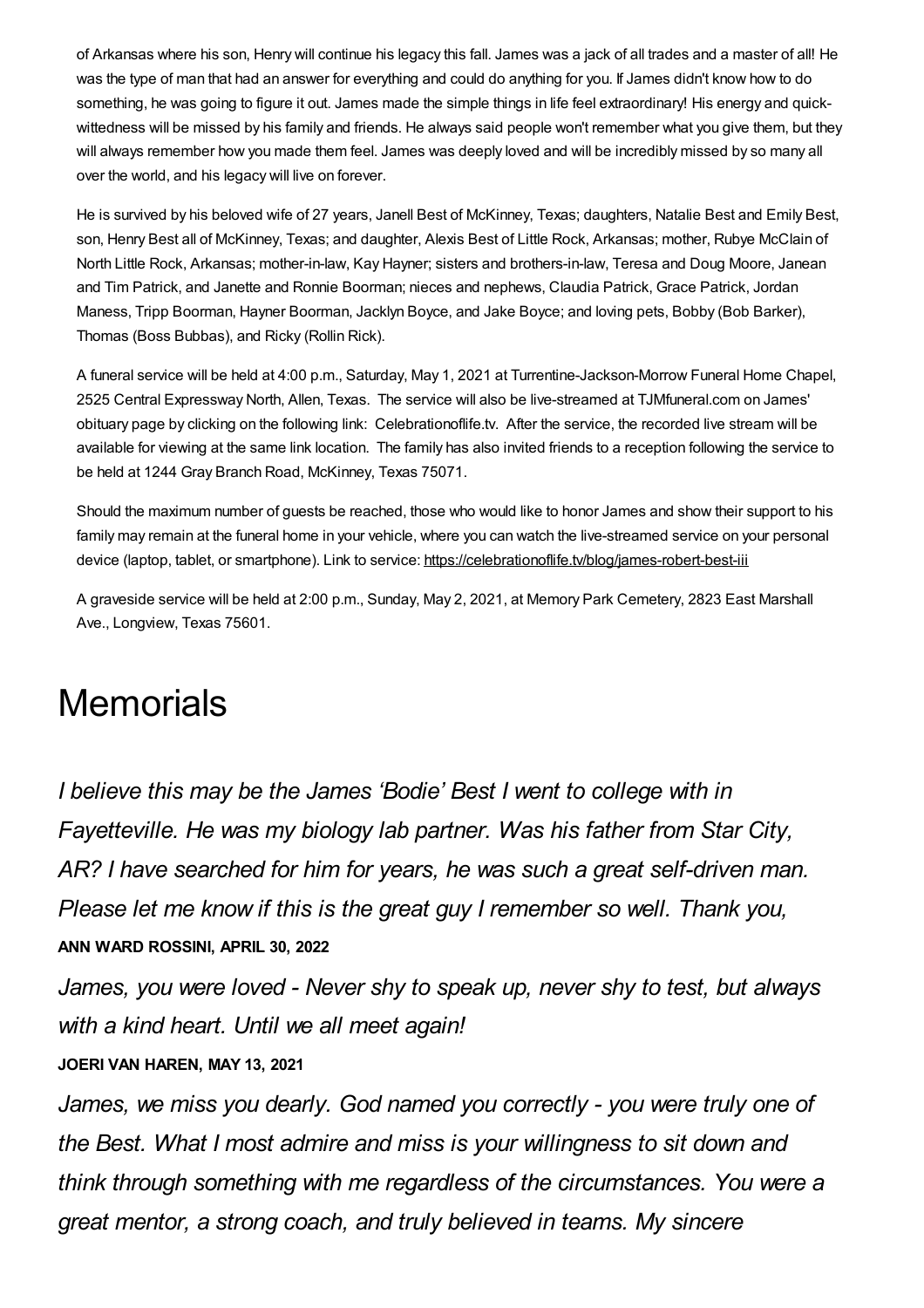of Arkansas where his son, Henry will continue his legacy this fall. James was a jack of all trades and a master of all! He was the type of man that had an answer for everything and could do anything for you. If James didn't know how to do something, he was going to figure it out. James made the simple things in life feel extraordinary! His energy and quick-wittedness will be missed by his family and friends. He always said people won't remember what you give them, but they will always remember how you made them feel. James was deeply loved and will be incredibly missed by so many all over the world, and his legacy will live on forever.

He is survived by his beloved wife of 27 years, Janell Best of McKinney, Texas; daughters, Natalie Best and Emily Best, son, Henry Best all of McKinney, Texas; and daughter, Alexis Best of Little Rock, Arkansas; mother, Rubye McClain of North Little Rock, Arkansas; mother-in-law, Kay Hayner; sisters and brothers-in-law, Teresa and Doug Moore, Janean and Tim Patrick, and Janette and Ronnie Boorman; nieces and nephews, Claudia Patrick, Grace Patrick, Jordan Maness, Tripp Boorman, Hayner Boorman, Jacklyn Boyce, and Jake Boyce; and loving pets, Bobby (Bob Barker), Thomas (Boss Bubbas), and Ricky (Rollin Rick).

A funeral service will be held at 4:00 p.m., Saturday, May 1, 2021 at Turrentine-Jackson-Morrow Funeral Home Chapel, 2525 Central Expressway North, Allen, Texas. The service will also be live-streamed at TJMfuneral.com on James' obituary page by clicking on the following link: Celebrationoflife.tv. After the service, the recorded live stream will be available for viewing at the same link location. The family has also invited friends to a reception following the service to be held at 1244 Gray Branch Road, McKinney, Texas 75071.

Should the maximum number of guests be reached, those who would like to honor James and show their support to his family may remain at the funeral home in your vehicle, where you can watch the live-streamed service on your personal device (laptop, tablet, or smartphone). Link to service: https://celebrationoflife.tv/blog/james-robert-best-iii

A graveside service will be held at 2:00 p.m., Sunday, May 2, 2021, at Memory Park Cemetery, 2823 East Marshall Ave., Longview, Texas 75601.

# Memorials

*I believe this may be the James 'Bodie' Best I went to college with in Fayetteville. He was my biology lab partner. Was his father from Star City, AR? I have searched for him for years, he was such a great self-driven man. Please let me know if this is the great guy I remember so well. Thank you,*

**ANN WARD ROSSINI, APRIL 30, 2022**

*James, you were loved - Never shy to speak up, never shy to test, but always with a kind heart. Until we all meet again!*

**JOERI VAN HAREN, MAY 13, 2021**

*James, we miss you dearly. God named you correctly - you were truly one of the Best. What I most admire and miss is your willingness to sit down and think through something with me regardless of the circumstances. You were a great mentor, a strong coach, and truly believed in teams. My sincere*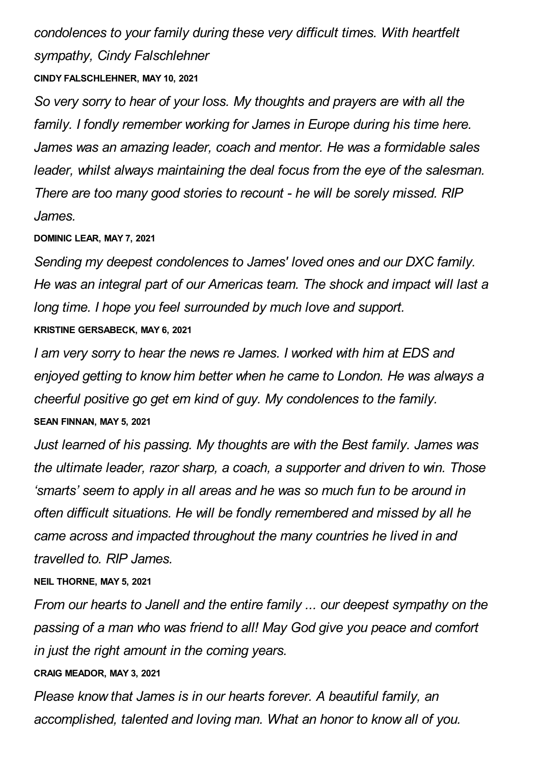*condolences to your family during these very difficult times. With heartfelt sympathy, Cindy Falschlehner*

**CINDY FALSCHLEHNER, MAY 10, 2021**

*So very sorry to hear of your loss. My thoughts and prayers are with all the family. I fondly remember working for James in Europe during his time here. James was an amazing leader, coach and mentor. He was a formidable sales leader, whilst always maintaining the deal focus from the eye of the salesman. There are too many good stories to recount - he will be sorely missed. RIP James.*

**DOMINIC LEAR, MAY 7, 2021**

*Sending my deepest condolences to James' loved ones and our DXC family. He was an integral part of our Americas team. The shock and impact will last a long time. I hope you feel surrounded by much love and support.*

**KRISTINE GERSABECK, MAY 6, 2021**

*I am very sorry to hear the news re James. I worked with him at EDS and enjoyed getting to know him better when he came to London. He was always a cheerful positive go get em kind of guy. My condolences to the family.*

**SEAN FINNAN, MAY 5, 2021**

*Just learned of his passing. My thoughts are with the Best family. James was the ultimate leader, razor sharp, a coach, a supporter and driven to win. Those 'smarts' seem to apply in all areas and he was so much fun to be around in often difficult situations. He will be fondly remembered and missed by all he came across and impacted throughout the many countries he lived in and travelled to. RIP James.*

**NEIL THORNE, MAY 5, 2021**

*From our hearts to Janell and the entire family ... our deepest sympathy on the passing of a man who was friend to all! May God give you peace and comfort in just the right amount in the coming years.*

**CRAIG MEADOR, MAY 3, 2021**

*Please know that James is in our hearts forever. A beautiful family, an accomplished, talented and loving man. What an honor to know all of you.*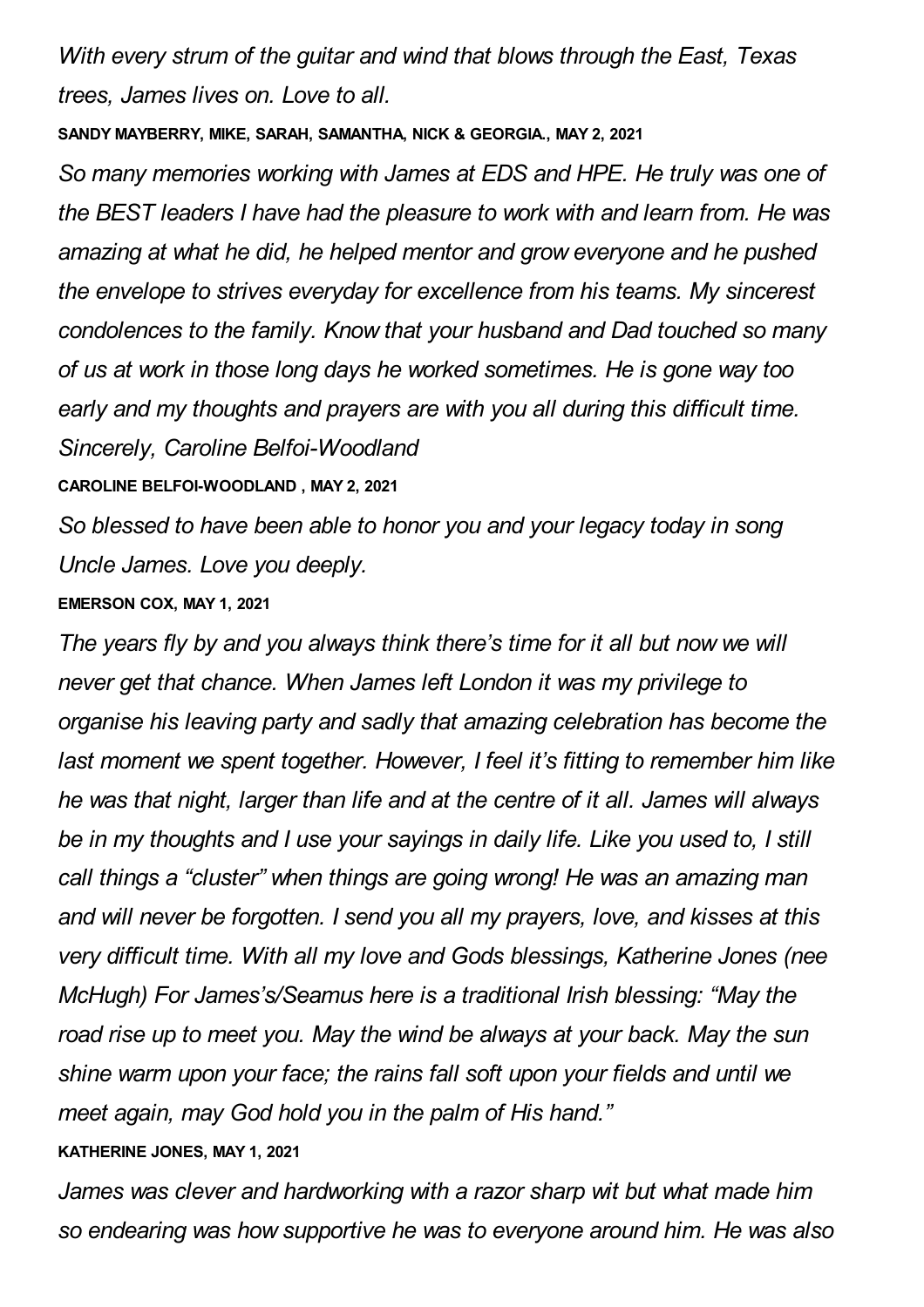*With every strum of the guitar and wind that blows through the East, Texas trees, James lives on. Love to all.*

**SANDY MAYBERRY, MIKE, SARAH, SAMANTHA, NICK & GEORGIA., MAY 2, 2021**

*So many memories working with James at EDS and HPE. He truly was one of the BEST leaders I have had the pleasure to work with and learn from. He was amazing at what he did, he helped mentor and grow everyone and he pushed the envelope to strives everyday for excellence from his teams. My sincerest condolences to the family. Know that your husband and Dad touched so many of us at work in those long days he worked sometimes. He is gone way too early and my thoughts and prayers are with you all during this difficult time. Sincerely, Caroline Belfoi-Woodland*

**CAROLINE BELFOI-WOODLAND , MAY 2, 2021**

*So blessed to have been able to honor you and your legacy today in song Uncle James. Love you deeply.*

**EMERSON COX, MAY 1, 2021**

*The years fly by and you always think there's time for it all but now we will never get that chance. When James left London it was my privilege to organise his leaving party and sadly that amazing celebration has become the last moment we spent together. However, I feel it's fitting to remember him like he was that night, larger than life and at the centre of it all. James will always be in my thoughts and I use your sayings in daily life. Like you used to, I still call things a "cluster" when things are going wrong! He was an amazing man and will never be forgotten. I send you all my prayers, love, and kisses at this very difficult time. With all my love and Gods blessings, Katherine Jones (nee McHugh) For James's/Seamus here is a traditional Irish blessing: "May the road rise up to meet you. May the wind be always at your back. May the sun shine warm upon your face; the rains fall soft upon your fields and until we meet again, may God hold you in the palm of His hand."*

**KATHERINE JONES, MAY 1, 2021**

*James was clever and hardworking with a razor sharp wit but what made him so endearing was how supportive he was to everyone around him. He was also*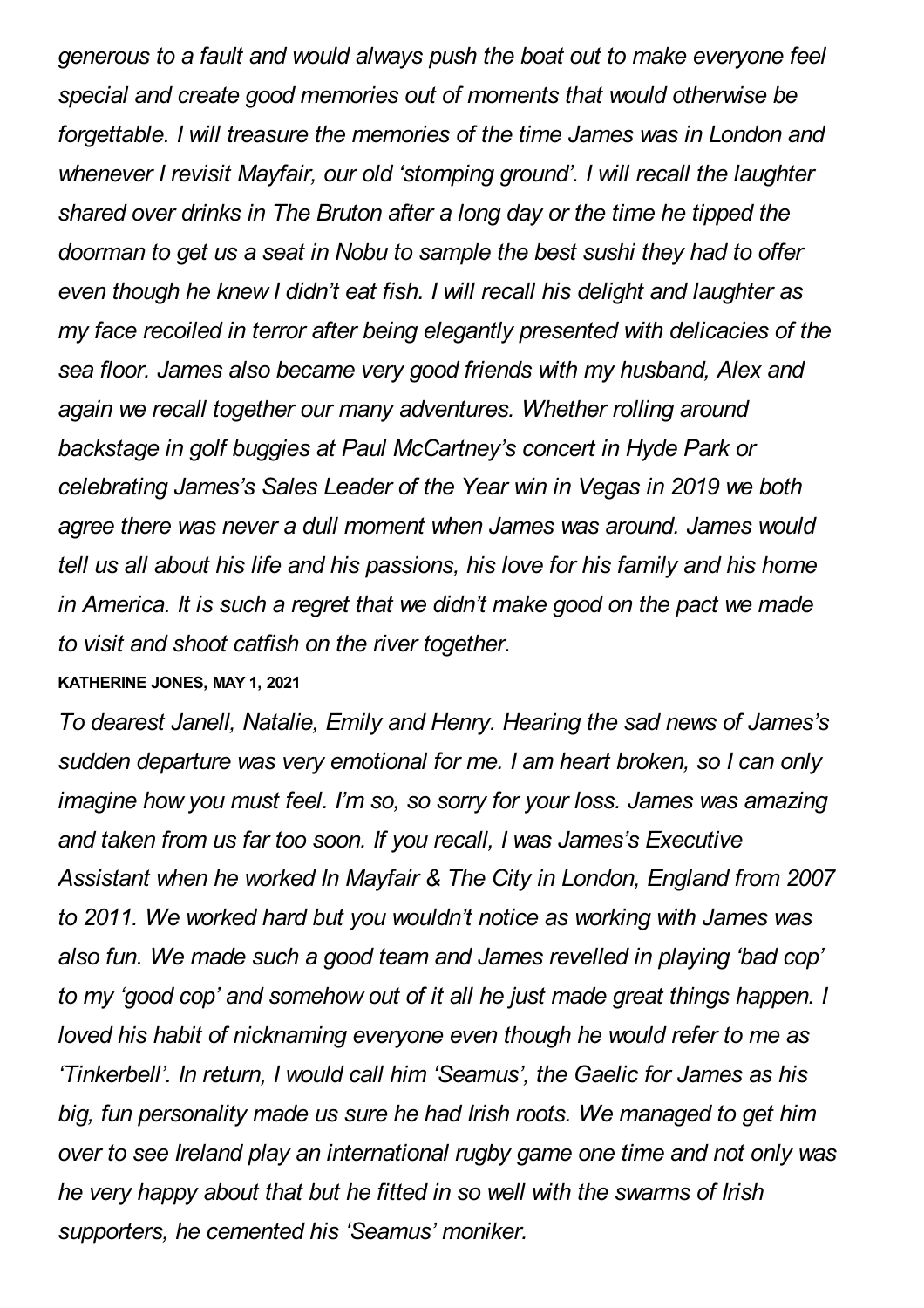*generous to a fault and would always push the boat out to make everyone feel special and create good memories out of moments that would otherwise be forgettable. I will treasure the memories of the time James was in London and whenever I revisit Mayfair, our old 'stomping ground'. I will recall the laughter shared over drinks in The Bruton after a long day or the time he tipped the doorman to get us a seat in Nobu to sample the best sushi they had to offer even though he knew I didn't eat fish. I will recall his delight and laughter as my face recoiled in terror after being elegantly presented with delicacies of the sea floor. James also became very good friends with my husband, Alex and again we recall together our many adventures. Whether rolling around backstage in golf buggies at Paul McCartney's concert in Hyde Park or celebrating James's Sales Leader of the Year win in Vegas in 2019 we both agree there was never a dull moment when James was around. James would tell us all about his life and his passions, his love for his family and his home in America. It is such a regret that we didn't make good on the pact we made to visit and shoot catfish on the river together.*

**KATHERINE JONES, MAY 1, 2021**

*To dearest Janell, Natalie, Emily and Henry. Hearing the sad news of James's sudden departure was very emotional for me. I am heart broken, so I can only imagine how you must feel. I'm so, so sorry for your loss. James was amazing and taken from us far too soon. If you recall, I was James's Executive Assistant when he worked In Mayfair & The City in London, England from 2007 to 2011. We worked hard but you wouldn't notice as working with James was also fun. We made such a good team and James revelled in playing 'bad cop' to my 'good cop' and somehow out of it all he just made great things happen. I loved his habit of nicknaming everyone even though he would refer to me as 'Tinkerbell'. In return, I would call him 'Seamus', the Gaelic for James as his big, fun personality made us sure he had Irish roots. We managed to get him over to see Ireland play an international rugby game one time and not only was he very happy about that but he fitted in so well with the swarms of Irish supporters, he cemented his 'Seamus' moniker.*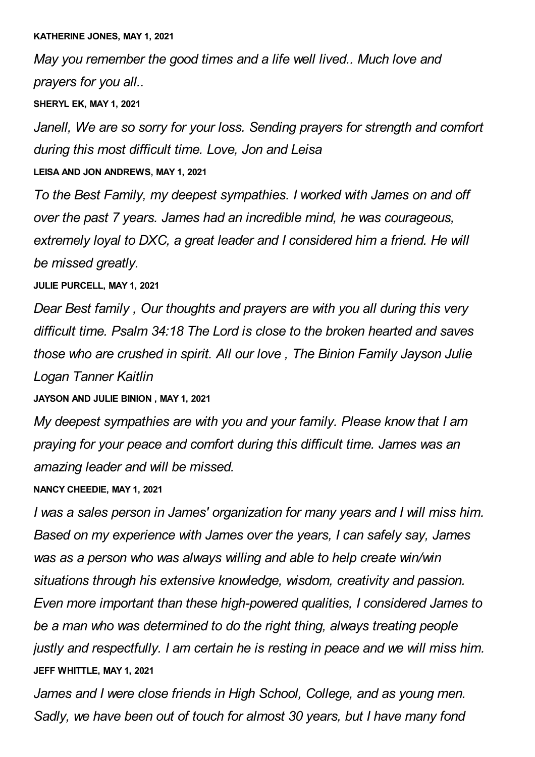**KATHERINE JONES, MAY 1, 2021**

*May you remember the good times and a life well lived.. Much love and prayers for you all..*

**SHERYL EK, MAY 1, 2021**

*Janell, We are so sorry for your loss. Sending prayers for strength and comfort during this most difficult time. Love, Jon and Leisa*

**LEISA AND JON ANDREWS, MAY 1, 2021**

*To the Best Family, my deepest sympathies. I worked with James on and off over the past 7 years. James had an incredible mind, he was courageous, extremely loyal to DXC, a great leader and I considered him a friend. He will be missed greatly.*

**JULIE PURCELL, MAY 1, 2021**

*Dear Best family , Our thoughts and prayers are with you all during this very difficult time. Psalm 34:18 The Lord is close to the broken hearted and saves those who are crushed in spirit. All our love , The Binion Family Jayson Julie Logan Tanner Kaitlin*

**JAYSON AND JULIE BINION , MAY 1, 2021**

*My deepest sympathies are with you and your family. Please know that I am praying for your peace and comfort during this difficult time. James was an amazing leader and will be missed.*

**NANCY CHEEDIE, MAY 1, 2021**

*I was a sales person in James' organization for many years and I will miss him. Based on my experience with James over the years, I can safely say, James was as a person who was always willing and able to help create win/win situations through his extensive knowledge, wisdom, creativity and passion. Even more important than these high-powered qualities, I considered James to be a man who was determined to do the right thing, always treating people justly and respectfully. I am certain he is resting in peace and we will miss him.*

**JEFF WHITTLE, MAY 1, 2021**

*James and I were close friends in High School, College, and as young men. Sadly, we have been out of touch for almost 30 years, but I have many fond*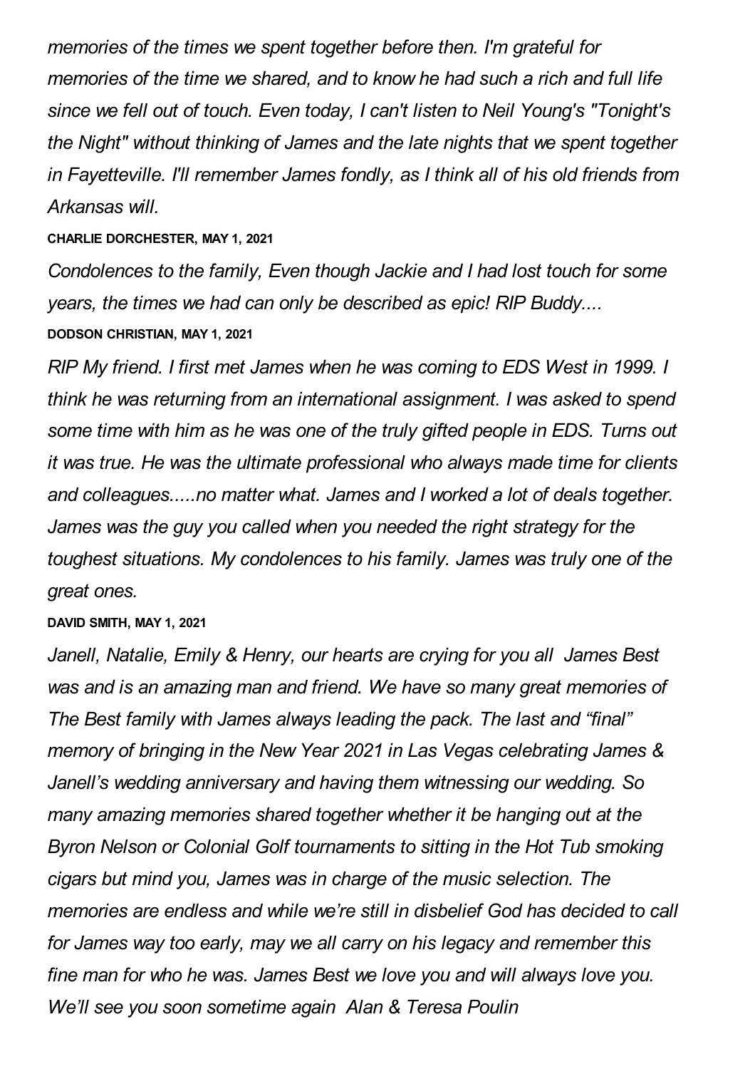*memories of the times we spent together before then. I'm grateful for memories of the time we shared, and to know he had such a rich and full life since we fell out of touch. Even today, I can't listen to Neil Young's "Tonight's the Night" without thinking of James and the late nights that we spent together in Fayetteville. I'll remember James fondly, as I think all of his old friends from Arkansas will.*

**CHARLIE DORCHESTER, MAY 1, 2021**

*Condolences to the family, Even though Jackie and I had lost touch for some years, the times we had can only be described as epic! RIP Buddy....*

**DODSON CHRISTIAN, MAY 1, 2021**

*RIP My friend. I first met James when he was coming to EDS West in 1999. I think he was returning from an international assignment. I was asked to spend some time with him as he was one of the truly gifted people in EDS. Turns out it was true. He was the ultimate professional who always made time for clients and colleagues.....no matter what. James and I worked a lot of deals together. James was the guy you called when you needed the right strategy for the toughest situations. My condolences to his family. James was truly one of the great ones.*

**DAVID SMITH, MAY 1, 2021**

*Janell, Natalie, Emily & Henry, our hearts are crying for you all James Best was and is an amazing man and friend. We have so many great memories of The Best family with James always leading the pack. The last and "final" memory of bringing in the New Year 2021 in Las Vegas celebrating James & Janell's wedding anniversary and having them witnessing our wedding. So many amazing memories shared together whether it be hanging out at the Byron Nelson or Colonial Golf tournaments to sitting in the Hot Tub smoking cigars but mind you, James was in charge of the music selection. The memories are endless and while we're still in disbelief God has decided to call for James way too early, may we all carry on his legacy and remember this fine man for who he was. James Best we love you and will always love you. We'll see you soon sometime again Alan & Teresa Poulin*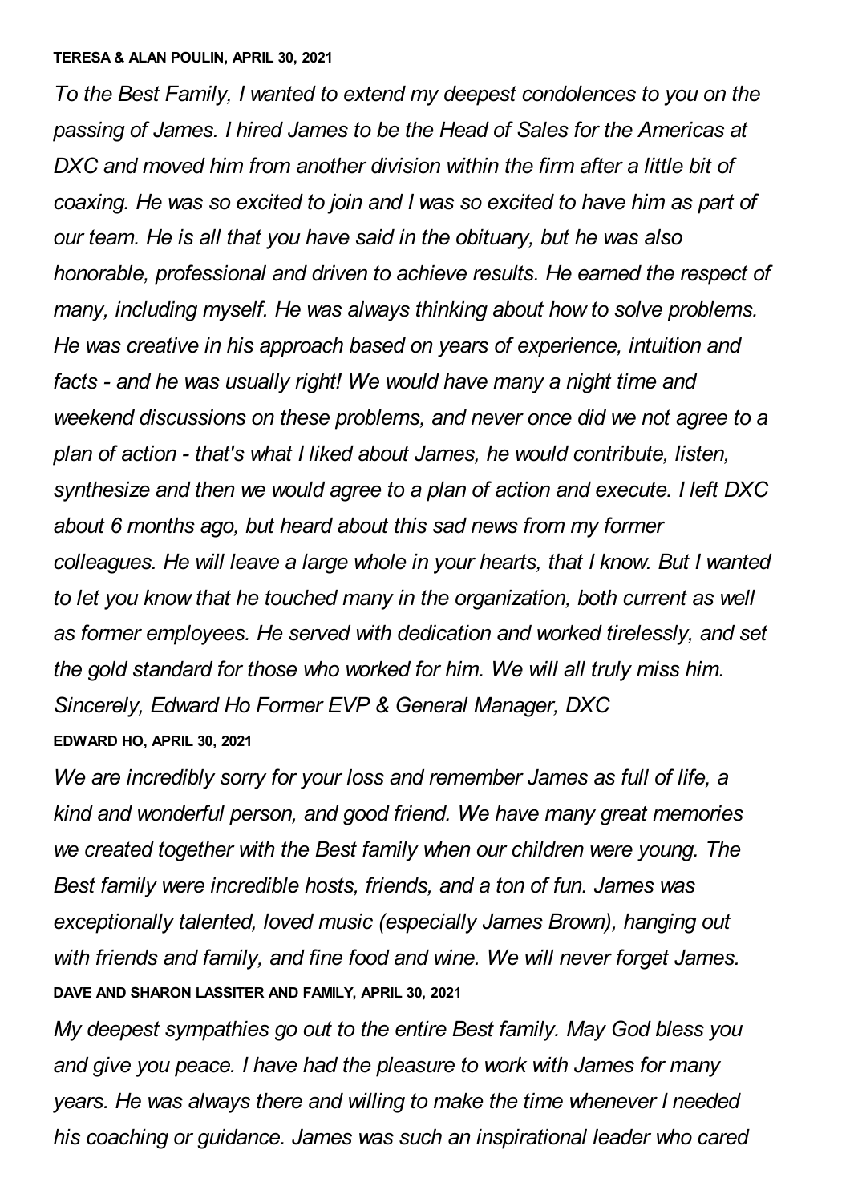**TERESA & ALAN POULIN, APRIL 30, 2021**

*To the Best Family, I wanted to extend my deepest condolences to you on the passing of James. I hired James to be the Head of Sales for the Americas at DXC and moved him from another division within the firm after a little bit of coaxing. He was so excited to join and I was so excited to have him as part of our team. He is all that you have said in the obituary, but he was also honorable, professional and driven to achieve results. He earned the respect of many, including myself. He was always thinking about how to solve problems. He was creative in his approach based on years of experience, intuition and facts - and he was usually right! We would have many a night time and weekend discussions on these problems, and never once did we not agree to a plan of action - that's what I liked about James, he would contribute, listen, synthesize and then we would agree to a plan of action and execute. I left DXC about 6 months ago, but heard about this sad news from my former colleagues. He will leave a large whole in your hearts, that I know. But I wanted to let you know that he touched many in the organization, both current as well as former employees. He served with dedication and worked tirelessly, and set the gold standard for those who worked for him. We will all truly miss him. Sincerely, Edward Ho Former EVP & General Manager, DXC*

**EDWARD HO, APRIL 30, 2021**

*We are incredibly sorry for your loss and remember James as full of life, a kind and wonderful person, and good friend. We have many great memories we created together with the Best family when our children were young. The Best family were incredible hosts, friends, and a ton of fun. James was exceptionally talented, loved music (especially James Brown), hanging out with friends and family, and fine food and wine. We will never forget James.*

**DAVE AND SHARON LASSITER AND FAMILY, APRIL 30, 2021**

*My deepest sympathies go out to the entire Best family. May God bless you and give you peace. I have had the pleasure to work with James for many years. He was always there and willing to make the time whenever I needed his coaching or guidance. James was such an inspirational leader who cared*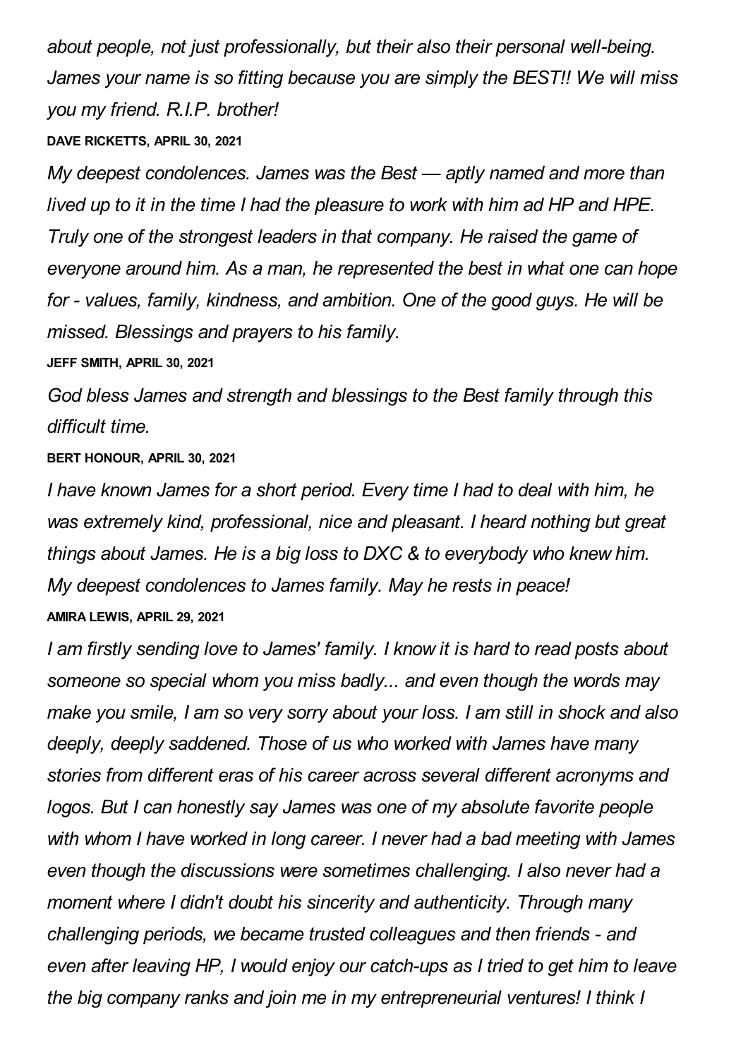*about people, not just professionally, but their also their personal well-being. James your name is so fitting because you are simply the BEST!! We will miss you my friend. R.I.P. brother!*

**DAVE RICKETTS, APRIL 30, 2021**

*My deepest condolences. James was the Best — aptly named and more than lived up to it in the time I had the pleasure to work with him ad HP and HPE. Truly one of the strongest leaders in that company. He raised the game of everyone around him. As a man, he represented the best in what one can hope for - values, family, kindness, and ambition. One of the good guys. He will be missed. Blessings and prayers to his family.*

**JEFF SMITH, APRIL 30, 2021**

*God bless James and strength and blessings to the Best family through this difficult time.*

**BERT HONOUR, APRIL 30, 2021**

*I have known James for a short period. Every time I had to deal with him, he was extremely kind, professional, nice and pleasant. I heard nothing but great things about James. He is a big loss to DXC & to everybody who knew him. My deepest condolences to James family. May he rests in peace!*

**AMIRA LEWIS, APRIL 29, 2021**

*I am firstly sending love to James' family. I know it is hard to read posts about someone so special whom you miss badly... and even though the words may make you smile, I am so very sorry about your loss. I am still in shock and also deeply, deeply saddened. Those of us who worked with James have many stories from different eras of his career across several different acronyms and logos. But I can honestly say James was one of my absolute favorite people with whom I have worked in long career. I never had a bad meeting with James even though the discussions were sometimes challenging. I also never had a moment where I didn't doubt his sincerity and authenticity. Through many challenging periods, we became trusted colleagues and then friends - and even after leaving HP, I would enjoy our catch-ups as I tried to get him to leave the big company ranks and join me in my entrepreneurial ventures! I think I*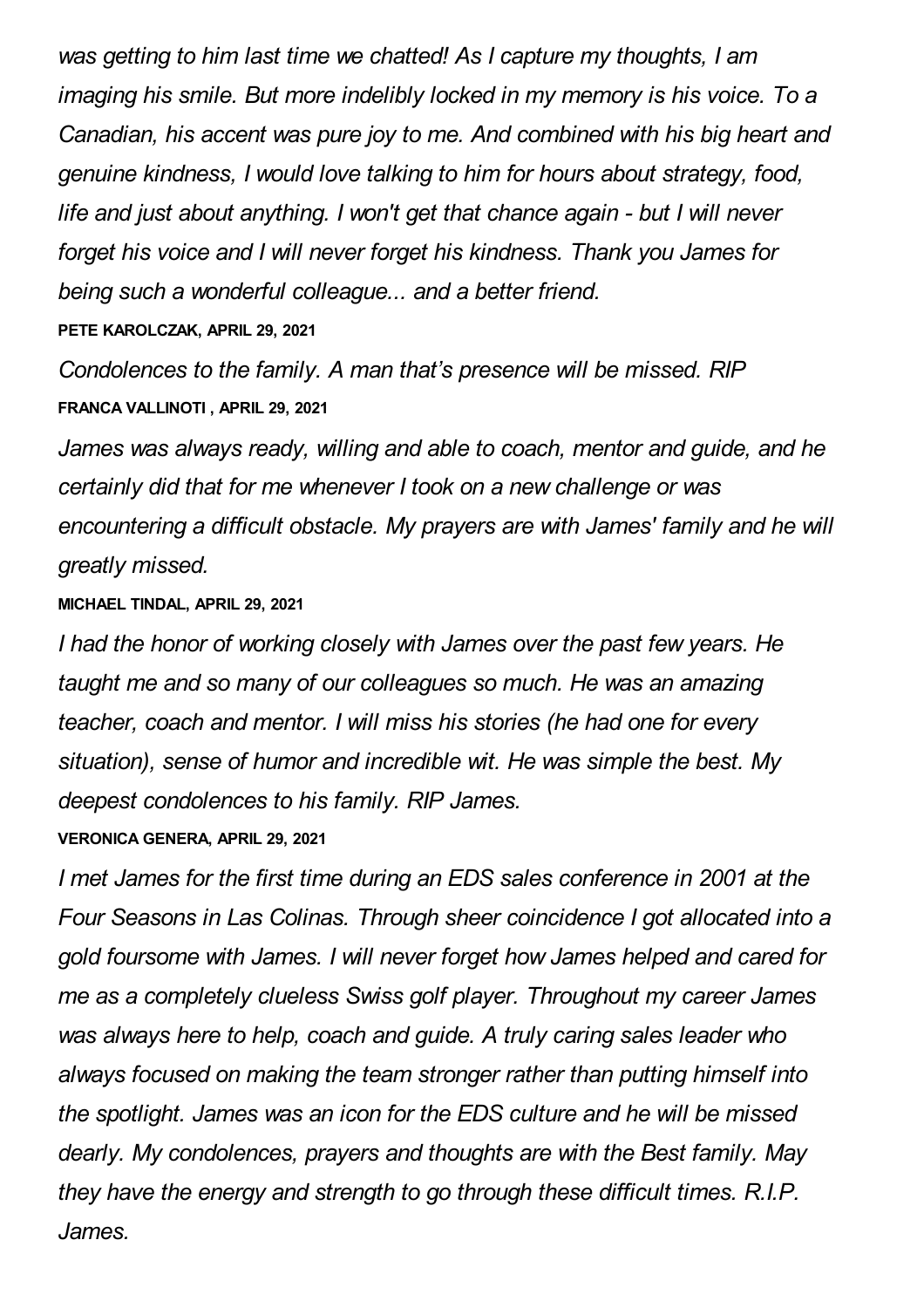*was getting to him last time we chatted! As I capture my thoughts, I am imaging his smile. But more indelibly locked in my memory is his voice. To a Canadian, his accent was pure joy to me. And combined with his big heart and genuine kindness, I would love talking to him for hours about strategy, food, life and just about anything. I won't get that chance again - but I will never forget his voice and I will never forget his kindness. Thank you James for being such a wonderful colleague... and a better friend.*

**PETE KAROLCZAK, APRIL 29, 2021**

*Condolences to the family. A man that's presence will be missed. RIP*

**FRANCA VALLINOTI , APRIL 29, 2021**

*James was always ready, willing and able to coach, mentor and guide, and he certainly did that for me whenever I took on a new challenge or was encountering a difficult obstacle. My prayers are with James' family and he will greatly missed.*

**MICHAEL TINDAL, APRIL 29, 2021**

*I had the honor of working closely with James over the past few years. He taught me and so many of our colleagues so much. He was an amazing teacher, coach and mentor. I will miss his stories (he had one for every situation), sense of humor and incredible wit. He was simple the best. My deepest condolences to his family. RIP James.*

**VERONICA GENERA, APRIL 29, 2021**

*I met James for the first time during an EDS sales conference in 2001 at the Four Seasons in Las Colinas. Through sheer coincidence I got allocated into a gold foursome with James. I will never forget how James helped and cared for me as a completely clueless Swiss golf player. Throughout my career James was always here to help, coach and guide. A truly caring sales leader who always focused on making the team stronger rather than putting himself into the spotlight. James was an icon for the EDS culture and he will be missed dearly. My condolences, prayers and thoughts are with the Best family. May they have the energy and strength to go through these difficult times. R.I.P. James.*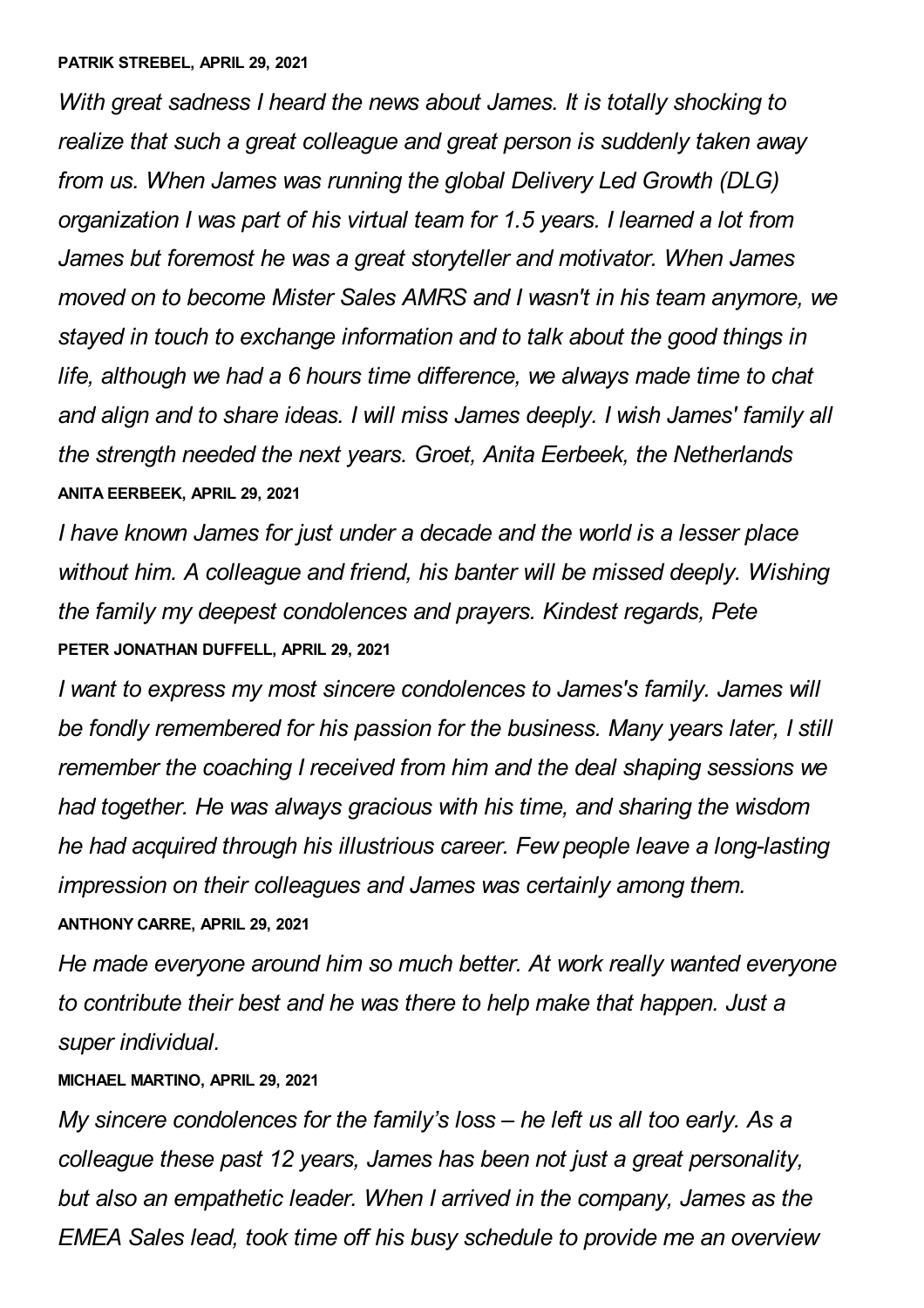**PATRIK STREBEL, APRIL 29, 2021**

*With great sadness I heard the news about James. It is totally shocking to realize that such a great colleague and great person is suddenly taken away from us. When James was running the global Delivery Led Growth (DLG) organization I was part of his virtual team for 1.5 years. I learned a lot from James but foremost he was a great storyteller and motivator. When James moved on to become Mister Sales AMRS and I wasn't in his team anymore, we stayed in touch to exchange information and to talk about the good things in life, although we had a 6 hours time difference, we always made time to chat and align and to share ideas. I will miss James deeply. I wish James' family all the strength needed the next years. Groet, Anita Eerbeek, the Netherlands*

**ANITA EERBEEK, APRIL 29, 2021**

*I have known James for just under a decade and the world is a lesser place without him. A colleague and friend, his banter will be missed deeply. Wishing the family my deepest condolences and prayers. Kindest regards, Pete*

**PETER JONATHAN DUFFELL, APRIL 29, 2021**

*I want to express my most sincere condolences to James's family. James will be fondly remembered for his passion for the business. Many years later, I still remember the coaching I received from him and the deal shaping sessions we had together. He was always gracious with his time, and sharing the wisdom he had acquired through his illustrious career. Few people leave a long-lasting impression on their colleagues and James was certainly among them.*

**ANTHONY CARRE, APRIL 29, 2021**

*He made everyone around him so much better. At work really wanted everyone to contribute their best and he was there to help make that happen. Just a super individual.*

**MICHAEL MARTINO, APRIL 29, 2021**

*My sincere condolences for the family's loss – he left us all too early. As a colleague these past 12 years, James has been not just a great personality, but also an empathetic leader. When I arrived in the company, James as the EMEA Sales lead, took time off his busy schedule to provide me an overview*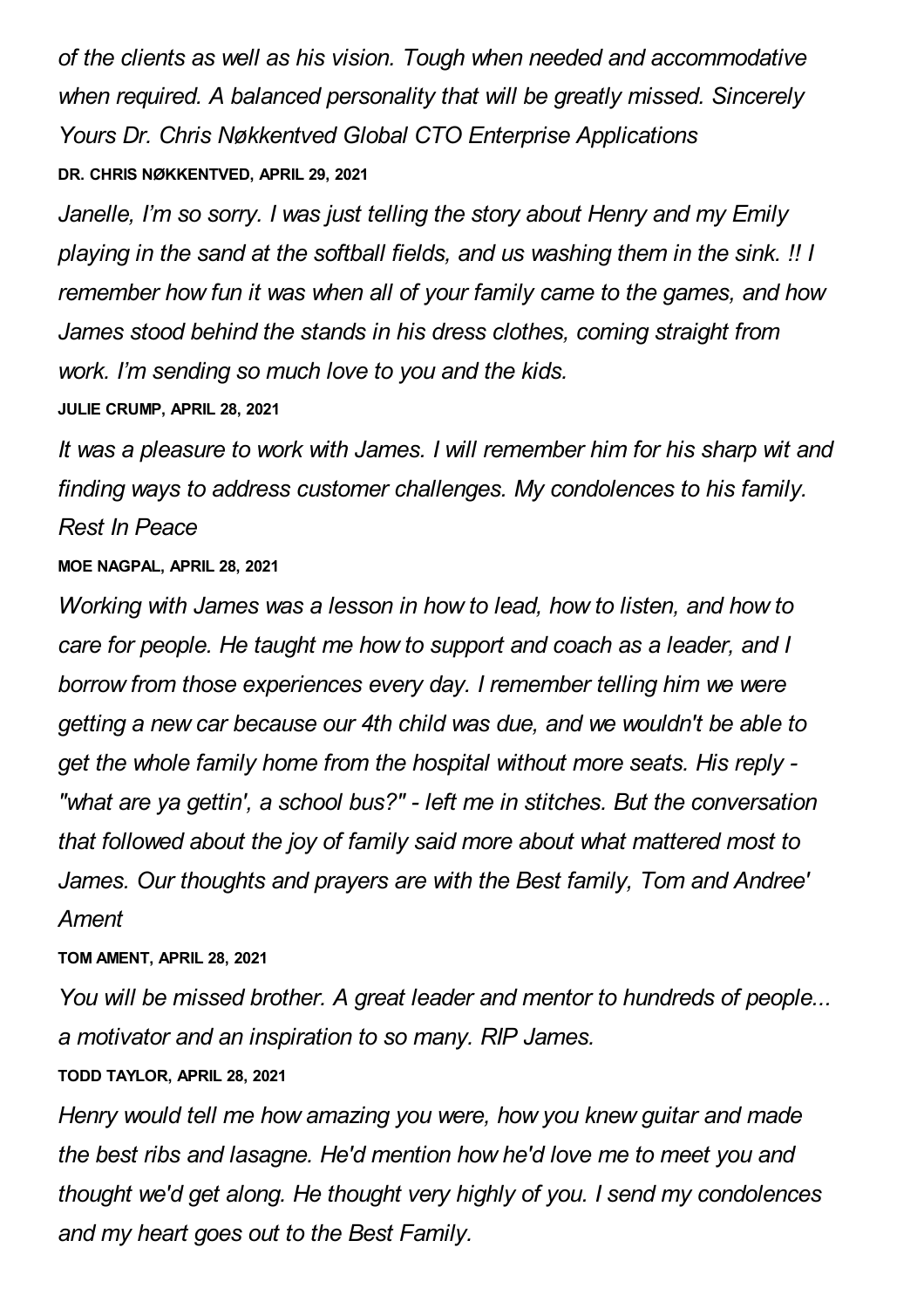*of the clients as well as his vision. Tough when needed and accommodative when required. A balanced personality that will be greatly missed. Sincerely Yours Dr. Chris Nøkkentved Global CTO Enterprise Applications*

**DR. CHRIS NØKKENTVED, APRIL 29, 2021**

*Janelle, I'm so sorry. I was just telling the story about Henry and my Emily playing in the sand at the softball fields, and us washing them in the sink. !! I remember how fun it was when all of your family came to the games, and how James stood behind the stands in his dress clothes, coming straight from work. I'm sending so much love to you and the kids.*

**JULIE CRUMP, APRIL 28, 2021**

*It was a pleasure to work with James. I will remember him for his sharp wit and finding ways to address customer challenges. My condolences to his family. Rest In Peace*

**MOE NAGPAL, APRIL 28, 2021**

*Working with James was a lesson in how to lead, how to listen, and how to care for people. He taught me how to support and coach as a leader, and I borrow from those experiences every day. I remember telling him we were getting a new car because our 4th child was due, and we wouldn't be able to get the whole family home from the hospital without more seats. His reply - "what are ya gettin', a school bus?" - left me in stitches. But the conversation that followed about the joy of family said more about what mattered most to James. Our thoughts and prayers are with the Best family, Tom and Andree' Ament*

**TOM AMENT, APRIL 28, 2021**

*You will be missed brother. A great leader and mentor to hundreds of people... a motivator and an inspiration to so many. RIP James.*

**TODD TAYLOR, APRIL 28, 2021**

*Henry would tell me how amazing you were, how you knew guitar and made the best ribs and lasagne. He'd mention how he'd love me to meet you and thought we'd get along. He thought very highly of you. I send my condolences and my heart goes out to the Best Family.*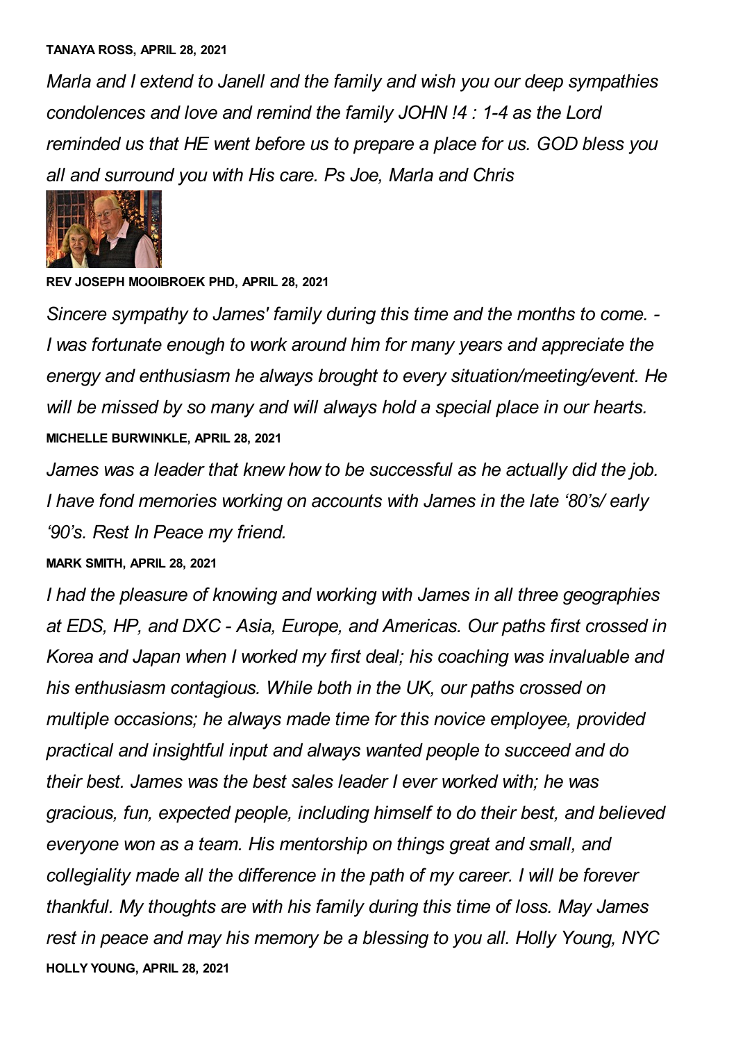**TANAYA ROSS, APRIL 28, 2021**

*Marla and I extend to Janell and the family and wish you our deep sympathies condolences and love and remind the family JOHN !4 : 1-4 as the Lord reminded us that HE went before us to prepare a place for us. GOD bless you all and surround you with His care. Ps Joe, Marla and Chris*

**REV JOSEPH MOOIBROEK PHD, APRIL 28, 2021**

*Sincere sympathy to James' family during this time and the months to come. - I was fortunate enough to work around him for many years and appreciate the energy and enthusiasm he always brought to every situation/meeting/event. He will be missed by so many and will always hold a special place in our hearts.*

**MICHELLE BURWINKLE, APRIL 28, 2021**

*James was a leader that knew how to be successful as he actually did the job. I have fond memories working on accounts with James in the late '80's/ early '90's. Rest In Peace my friend.*

**MARK SMITH, APRIL 28, 2021**

*I had the pleasure of knowing and working with James in all three geographies at EDS, HP, and DXC - Asia, Europe, and Americas. Our paths first crossed in Korea and Japan when I worked my first deal; his coaching was invaluable and his enthusiasm contagious. While both in the UK, our paths crossed on multiple occasions; he always made time for this novice employee, provided practical and insightful input and always wanted people to succeed and do their best. James was the best sales leader I ever worked with; he was gracious, fun, expected people, including himself to do their best, and believed everyone won as a team. His mentorship on things great and small, and collegiality made all the difference in the path of my career. I will be forever thankful. My thoughts are with his family during this time of loss. May James rest in peace and may his memory be a blessing to you all. Holly Young, NYC*

**HOLLY YOUNG, APRIL 28, 2021**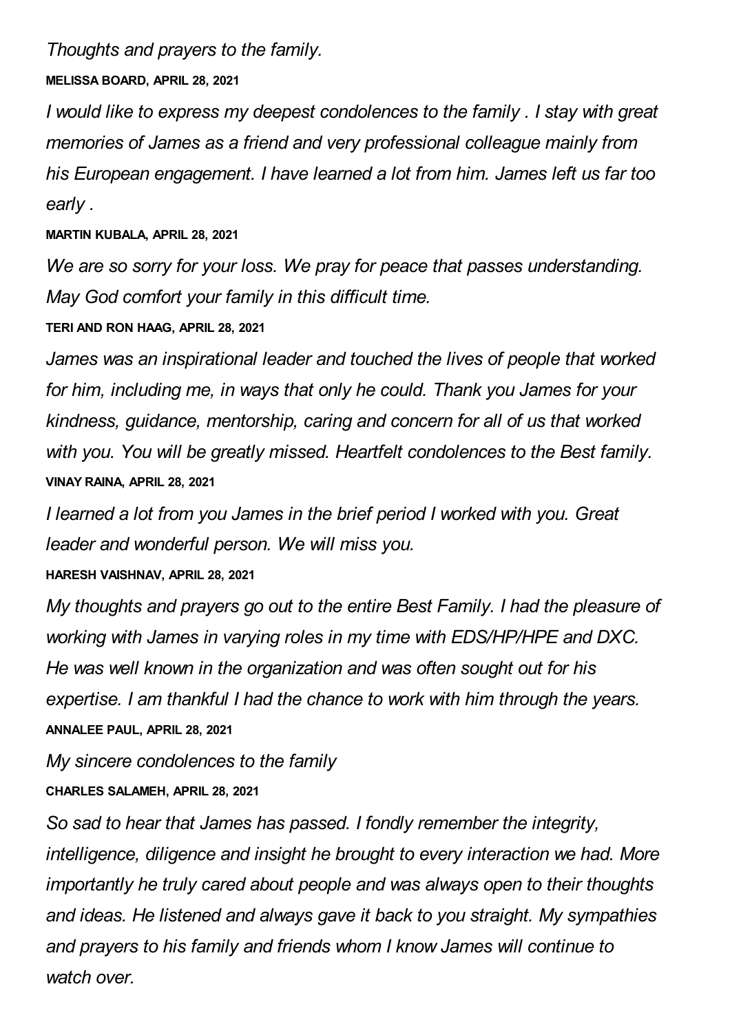*Thoughts and prayers to the family.*

**MELISSA BOARD, APRIL 28, 2021**

*I would like to express my deepest condolences to the family . I stay with great memories of James as a friend and very professional colleague mainly from his European engagement. I have learned a lot from him. James left us far too early .*

**MARTIN KUBALA, APRIL 28, 2021**

*We are so sorry for your loss. We pray for peace that passes understanding. May God comfort your family in this difficult time.*

**TERI AND RON HAAG, APRIL 28, 2021**

*James was an inspirational leader and touched the lives of people that worked for him, including me, in ways that only he could. Thank you James for your kindness, guidance, mentorship, caring and concern for all of us that worked with you. You will be greatly missed. Heartfelt condolences to the Best family.*

**VINAY RAINA, APRIL 28, 2021**

*I learned a lot from you James in the brief period I worked with you. Great leader and wonderful person. We will miss you.*

**HARESH VAISHNAV, APRIL 28, 2021**

*My thoughts and prayers go out to the entire Best Family. I had the pleasure of working with James in varying roles in my time with EDS/HP/HPE and DXC. He was well known in the organization and was often sought out for his expertise. I am thankful I had the chance to work with him through the years.*

**ANNALEE PAUL, APRIL 28, 2021**

*My sincere condolences to the family*

**CHARLES SALAMEH, APRIL 28, 2021**

*So sad to hear that James has passed. I fondly remember the integrity, intelligence, diligence and insight he brought to every interaction we had. More importantly he truly cared about people and was always open to their thoughts and ideas. He listened and always gave it back to you straight. My sympathies and prayers to his family and friends whom I know James will continue to watch over.*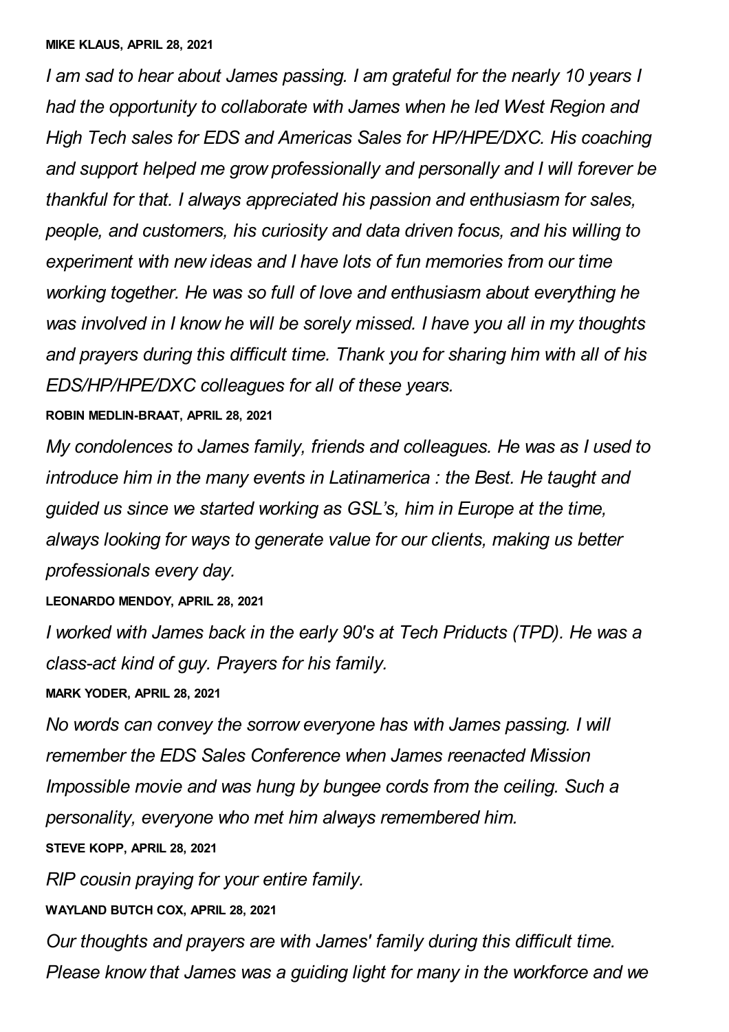**MIKE KLAUS, APRIL 28, 2021**

*I am sad to hear about James passing. I am grateful for the nearly 10 years I had the opportunity to collaborate with James when he led West Region and High Tech sales for EDS and Americas Sales for HP/HPE/DXC. His coaching and support helped me grow professionally and personally and I will forever be thankful for that. I always appreciated his passion and enthusiasm for sales, people, and customers, his curiosity and data driven focus, and his willing to experiment with new ideas and I have lots of fun memories from our time working together. He was so full of love and enthusiasm about everything he was involved in I know he will be sorely missed. I have you all in my thoughts and prayers during this difficult time. Thank you for sharing him with all of his EDS/HP/HPE/DXC colleagues for all of these years.*

**ROBIN MEDLIN-BRAAT, APRIL 28, 2021**

*My condolences to James family, friends and colleagues. He was as I used to introduce him in the many events in Latinamerica : the Best. He taught and guided us since we started working as GSL's, him in Europe at the time, always looking for ways to generate value for our clients, making us better professionals every day.*

**LEONARDO MENDOY, APRIL 28, 2021**

*I worked with James back in the early 90's at Tech Priducts (TPD). He was a class-act kind of guy. Prayers for his family.*

**MARK YODER, APRIL 28, 2021**

*No words can convey the sorrow everyone has with James passing. I will remember the EDS Sales Conference when James reenacted Mission Impossible movie and was hung by bungee cords from the ceiling. Such a personality, everyone who met him always remembered him.*

**STEVE KOPP, APRIL 28, 2021**

*RIP cousin praying for your entire family.*

**WAYLAND BUTCH COX, APRIL 28, 2021**

*Our thoughts and prayers are with James' family during this difficult time. Please know that James was a guiding light for many in the workforce and we*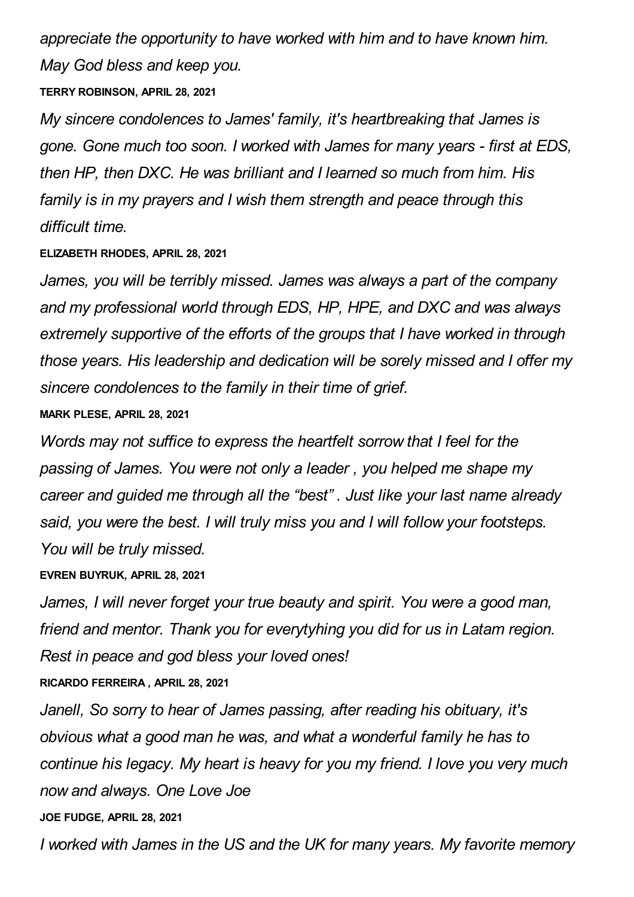*appreciate the opportunity to have worked with him and to have known him. May God bless and keep you.*

**TERRY ROBINSON, APRIL 28, 2021**

*My sincere condolences to James' family, it's heartbreaking that James is gone. Gone much too soon. I worked with James for many years - first at EDS, then HP, then DXC. He was brilliant and I learned so much from him. His family is in my prayers and I wish them strength and peace through this difficult time.*

**ELIZABETH RHODES, APRIL 28, 2021**

*James, you will be terribly missed. James was always a part of the company and my professional world through EDS, HP, HPE, and DXC and was always extremely supportive of the efforts of the groups that I have worked in through those years. His leadership and dedication will be sorely missed and I offer my sincere condolences to the family in their time of grief.*

**MARK PLESE, APRIL 28, 2021**

*Words may not suffice to express the heartfelt sorrow that I feel for the passing of James. You were not only a leader , you helped me shape my career and guided me through all the "best" . Just like your last name already said, you were the best. I will truly miss you and I will follow your footsteps. You will be truly missed.*

**EVREN BUYRUK, APRIL 28, 2021**

*James, I will never forget your true beauty and spirit. You were a good man, friend and mentor. Thank you for everytyhing you did for us in Latam region. Rest in peace and god bless your loved ones!*

**RICARDO FERREIRA , APRIL 28, 2021**

*Janell, So sorry to hear of James passing, after reading his obituary, it's obvious what a good man he was, and what a wonderful family he has to continue his legacy. My heart is heavy for you my friend. I love you very much now and always. One Love Joe*

**JOE FUDGE, APRIL 28, 2021**

*I worked with James in the US and the UK for many years. My favorite memory*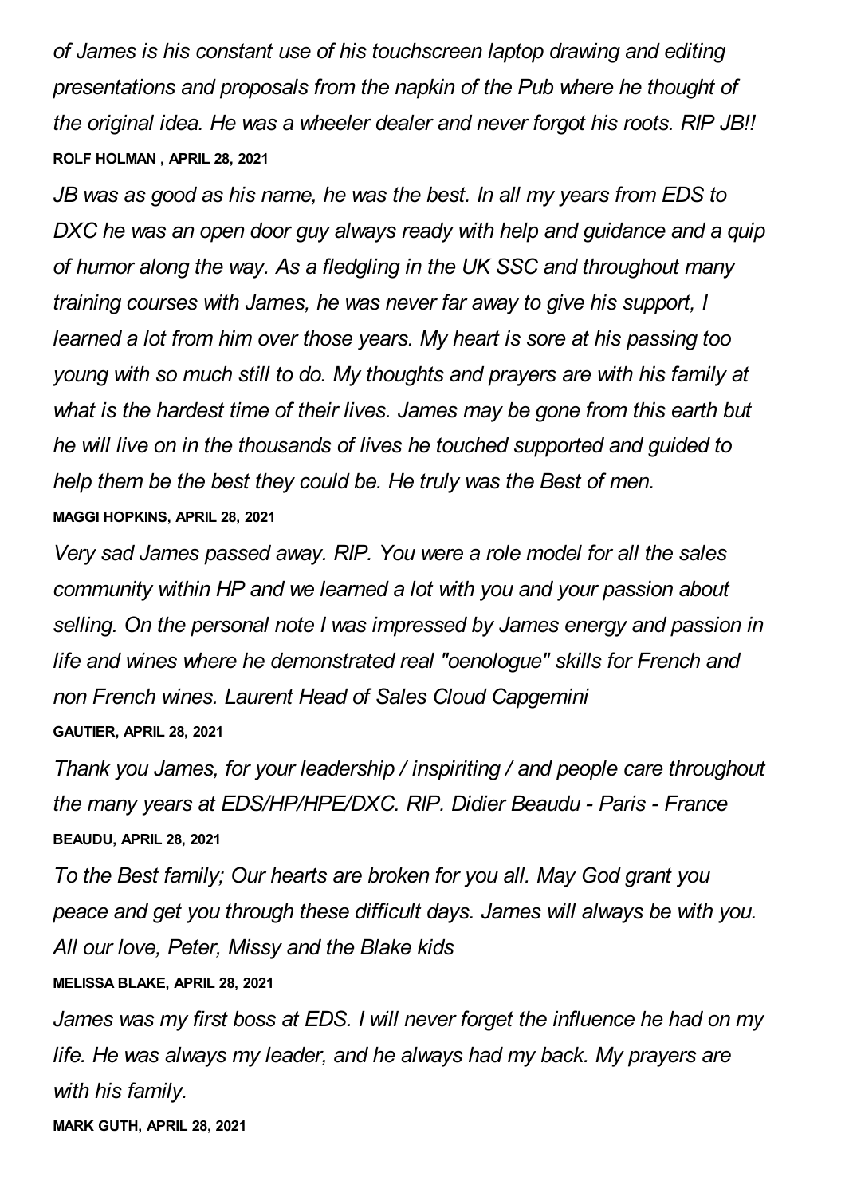*of James is his constant use of his touchscreen laptop drawing and editing presentations and proposals from the napkin of the Pub where he thought of the original idea. He was a wheeler dealer and never forgot his roots. RIP JB!!*

**ROLF HOLMAN , APRIL 28, 2021**

*JB was as good as his name, he was the best. In all my years from EDS to DXC he was an open door guy always ready with help and guidance and a quip of humor along the way. As a fledgling in the UK SSC and throughout many training courses with James, he was never far away to give his support, I learned a lot from him over those years. My heart is sore at his passing too young with so much still to do. My thoughts and prayers are with his family at what is the hardest time of their lives. James may be gone from this earth but he will live on in the thousands of lives he touched supported and guided to help them be the best they could be. He truly was the Best of men.*

**MAGGI HOPKINS, APRIL 28, 2021**

*Very sad James passed away. RIP. You were a role model for all the sales community within HP and we learned a lot with you and your passion about selling. On the personal note I was impressed by James energy and passion in life and wines where he demonstrated real "oenologue" skills for French and non French wines. Laurent Head of Sales Cloud Capgemini*

**GAUTIER, APRIL 28, 2021**

*Thank you James, for your leadership / inspiriting / and people care throughout the many years at EDS/HP/HPE/DXC. RIP. Didier Beaudu - Paris - France*

**BEAUDU, APRIL 28, 2021**

*To the Best family; Our hearts are broken for you all. May God grant you peace and get you through these difficult days. James will always be with you. All our love, Peter, Missy and the Blake kids*

**MELISSA BLAKE, APRIL 28, 2021**

*James was my first boss at EDS. I will never forget the influence he had on my life. He was always my leader, and he always had my back. My prayers are with his family.*

**MARK GUTH, APRIL 28, 2021**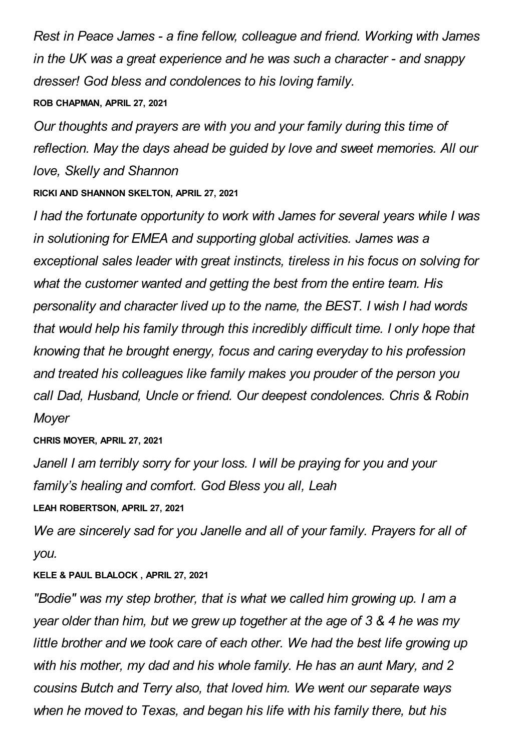*Rest in Peace James - a fine fellow, colleague and friend. Working with James in the UK was a great experience and he was such a character - and snappy dresser! God bless and condolences to his loving family.*

**ROB CHAPMAN, APRIL 27, 2021**

*Our thoughts and prayers are with you and your family during this time of reflection. May the days ahead be guided by love and sweet memories. All our love, Skelly and Shannon*

**RICKI AND SHANNON SKELTON, APRIL 27, 2021**

*I had the fortunate opportunity to work with James for several years while I was in solutioning for EMEA and supporting global activities. James was a exceptional sales leader with great instincts, tireless in his focus on solving for what the customer wanted and getting the best from the entire team. His personality and character lived up to the name, the BEST. I wish I had words that would help his family through this incredibly difficult time. I only hope that knowing that he brought energy, focus and caring everyday to his profession and treated his colleagues like family makes you prouder of the person you call Dad, Husband, Uncle or friend. Our deepest condolences. Chris & Robin Moyer*

**CHRIS MOYER, APRIL 27, 2021**

*Janell I am terribly sorry for your loss. I will be praying for you and your family's healing and comfort. God Bless you all, Leah*

**LEAH ROBERTSON, APRIL 27, 2021**

*We are sincerely sad for you Janelle and all of your family. Prayers for all of you.*

**KELE & PAUL BLALOCK , APRIL 27, 2021**

*"Bodie" was my step brother, that is what we called him growing up. I am a year older than him, but we grew up together at the age of 3 & 4 he was my little brother and we took care of each other. We had the best life growing up with his mother, my dad and his whole family. He has an aunt Mary, and 2 cousins Butch and Terry also, that loved him. We went our separate ways when he moved to Texas, and began his life with his family there, but his*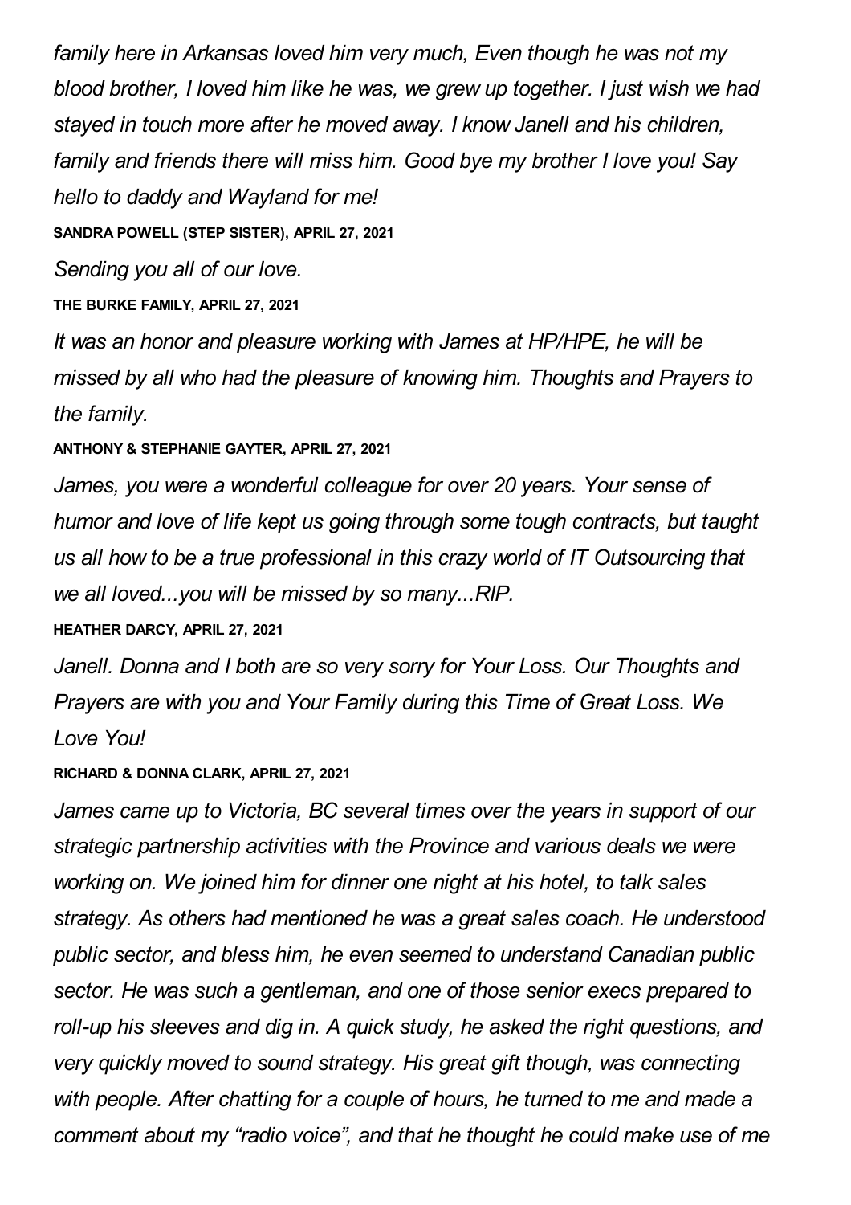*family here in Arkansas loved him very much, Even though he was not my blood brother, I loved him like he was, we grew up together. I just wish we had stayed in touch more after he moved away. I know Janell and his children, family and friends there will miss him. Good bye my brother I love you! Say hello to daddy and Wayland for me!*

**SANDRA POWELL (STEP SISTER), APRIL 27, 2021**

*Sending you all of our love.*

**THE BURKE FAMILY, APRIL 27, 2021**

*It was an honor and pleasure working with James at HP/HPE, he will be missed by all who had the pleasure of knowing him. Thoughts and Prayers to the family.*

**ANTHONY & STEPHANIE GAYTER, APRIL 27, 2021**

*James, you were a wonderful colleague for over 20 years. Your sense of humor and love of life kept us going through some tough contracts, but taught us all how to be a true professional in this crazy world of IT Outsourcing that we all loved...you will be missed by so many...RIP.*

**HEATHER DARCY, APRIL 27, 2021**

*Janell. Donna and I both are so very sorry for Your Loss. Our Thoughts and Prayers are with you and Your Family during this Time of Great Loss. We Love You!*

**RICHARD & DONNA CLARK, APRIL 27, 2021**

*James came up to Victoria, BC several times over the years in support of our strategic partnership activities with the Province and various deals we were working on. We joined him for dinner one night at his hotel, to talk sales strategy. As others had mentioned he was a great sales coach. He understood public sector, and bless him, he even seemed to understand Canadian public sector. He was such a gentleman, and one of those senior execs prepared to roll-up his sleeves and dig in. A quick study, he asked the right questions, and very quickly moved to sound strategy. His great gift though, was connecting with people. After chatting for a couple of hours, he turned to me and made a comment about my "radio voice", and that he thought he could make use of me*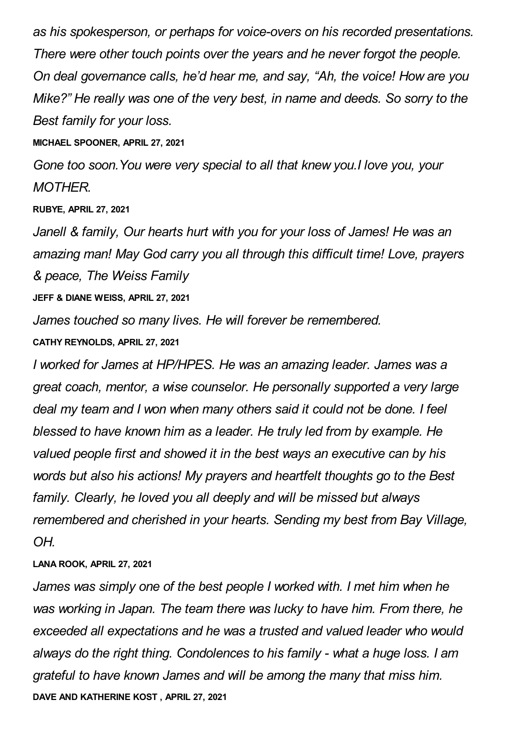*as his spokesperson, or perhaps for voice-overs on his recorded presentations. There were other touch points over the years and he never forgot the people. On deal governance calls, he'd hear me, and say, "Ah, the voice! How are you Mike?" He really was one of the very best, in name and deeds. So sorry to the Best family for your loss.*

**MICHAEL SPOONER, APRIL 27, 2021**

*Gone too soon.You were very special to all that knew you.I love you, your MOTHER.*

**RUBYE, APRIL 27, 2021**

*Janell & family, Our hearts hurt with you for your loss of James! He was an amazing man! May God carry you all through this difficult time! Love, prayers & peace, The Weiss Family*

**JEFF & DIANE WEISS, APRIL 27, 2021**

*James touched so many lives. He will forever be remembered.*

**CATHY REYNOLDS, APRIL 27, 2021**

*I worked for James at HP/HPES. He was an amazing leader. James was a great coach, mentor, a wise counselor. He personally supported a very large deal my team and I won when many others said it could not be done. I feel blessed to have known him as a leader. He truly led from by example. He valued people first and showed it in the best ways an executive can by his words but also his actions! My prayers and heartfelt thoughts go to the Best family. Clearly, he loved you all deeply and will be missed but always remembered and cherished in your hearts. Sending my best from Bay Village, OH.*

**LANA ROOK, APRIL 27, 2021**

*James was simply one of the best people I worked with. I met him when he was working in Japan. The team there was lucky to have him. From there, he exceeded all expectations and he was a trusted and valued leader who would always do the right thing. Condolences to his family - what a huge loss. I am grateful to have known James and will be among the many that miss him.*

**DAVE AND KATHERINE KOST , APRIL 27, 2021**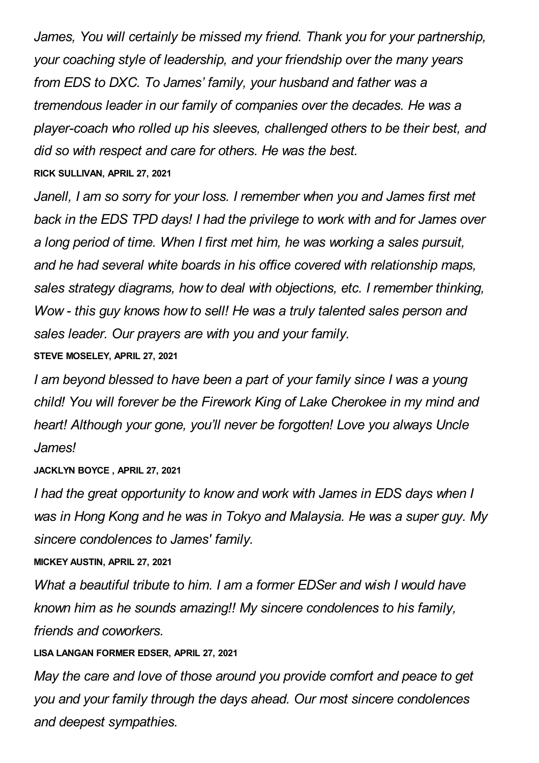*James, You will certainly be missed my friend. Thank you for your partnership, your coaching style of leadership, and your friendship over the many years from EDS to DXC. To James' family, your husband and father was a tremendous leader in our family of companies over the decades. He was a player-coach who rolled up his sleeves, challenged others to be their best, and did so with respect and care for others. He was the best.*

**RICK SULLIVAN, APRIL 27, 2021**

*Janell, I am so sorry for your loss. I remember when you and James first met back in the EDS TPD days! I had the privilege to work with and for James over a long period of time. When I first met him, he was working a sales pursuit, and he had several white boards in his office covered with relationship maps, sales strategy diagrams, how to deal with objections, etc. I remember thinking, Wow - this guy knows how to sell! He was a truly talented sales person and sales leader. Our prayers are with you and your family.*

**STEVE MOSELEY, APRIL 27, 2021**

*I am beyond blessed to have been a part of your family since I was a young child! You will forever be the Firework King of Lake Cherokee in my mind and heart! Although your gone, you'll never be forgotten! Love you always Uncle James!*

**JACKLYN BOYCE , APRIL 27, 2021**

*I had the great opportunity to know and work with James in EDS days when I was in Hong Kong and he was in Tokyo and Malaysia. He was a super guy. My sincere condolences to James' family.*

**MICKEY AUSTIN, APRIL 27, 2021**

*What a beautiful tribute to him. I am a former EDSer and wish I would have known him as he sounds amazing!! My sincere condolences to his family, friends and coworkers.*

**LISA LANGAN FORMER EDSER, APRIL 27, 2021**

*May the care and love of those around you provide comfort and peace to get you and your family through the days ahead. Our most sincere condolences and deepest sympathies.*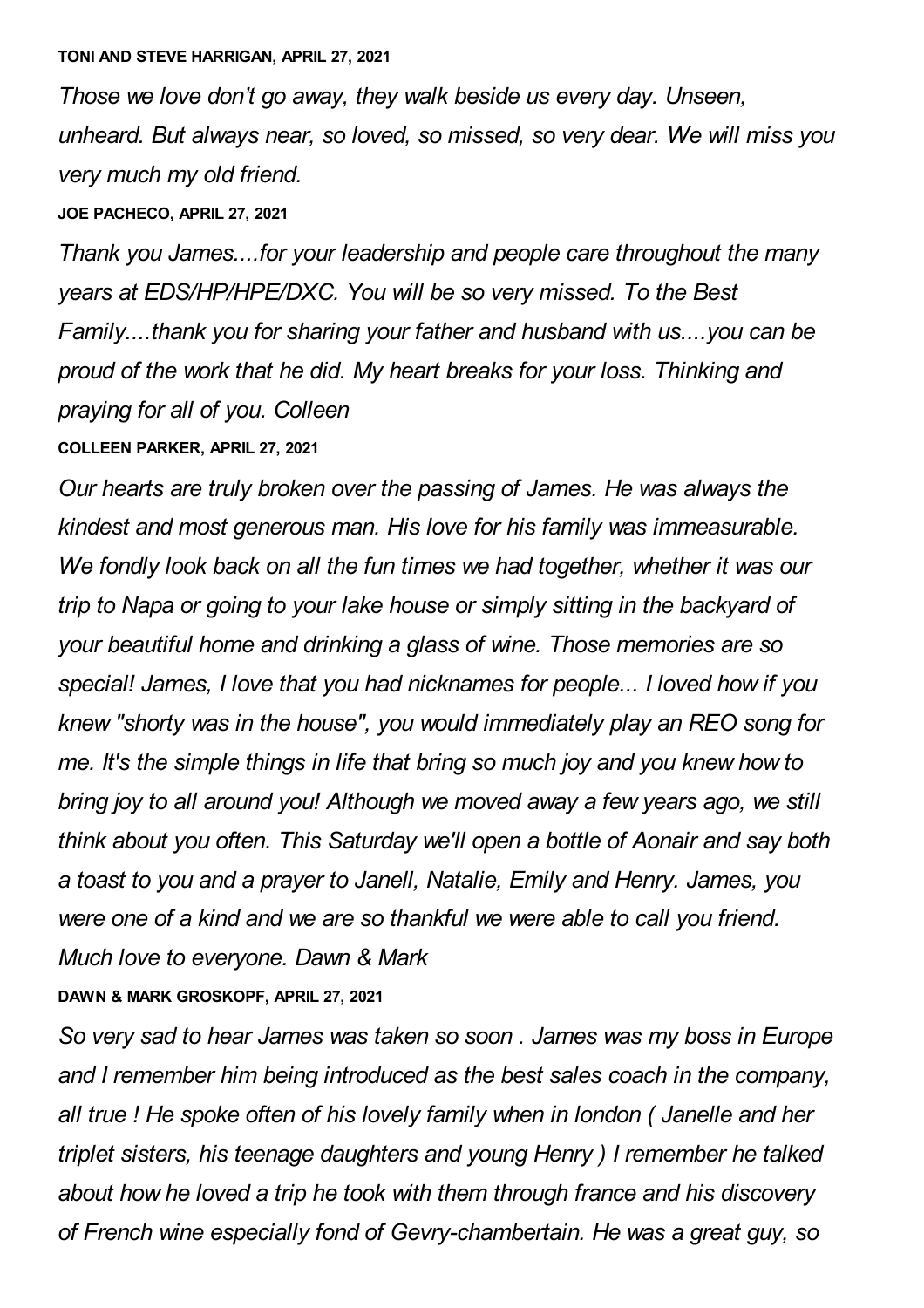**TONI AND STEVE HARRIGAN, APRIL 27, 2021**

*Those we love don't go away, they walk beside us every day. Unseen, unheard. But always near, so loved, so missed, so very dear. We will miss you very much my old friend.*

**JOE PACHECO, APRIL 27, 2021**

*Thank you James....for your leadership and people care throughout the many years at EDS/HP/HPE/DXC. You will be so very missed. To the Best Family....thank you for sharing your father and husband with us....you can be proud of the work that he did. My heart breaks for your loss. Thinking and praying for all of you. Colleen*

**COLLEEN PARKER, APRIL 27, 2021**

*Our hearts are truly broken over the passing of James. He was always the kindest and most generous man. His love for his family was immeasurable. We fondly look back on all the fun times we had together, whether it was our trip to Napa or going to your lake house or simply sitting in the backyard of your beautiful home and drinking a glass of wine. Those memories are so special! James, I love that you had nicknames for people... I loved how if you knew "shorty was in the house", you would immediately play an REO song for me. It's the simple things in life that bring so much joy and you knew how to bring joy to all around you! Although we moved away a few years ago, we still think about you often. This Saturday we'll open a bottle of Aonair and say both a toast to you and a prayer to Janell, Natalie, Emily and Henry. James, you were one of a kind and we are so thankful we were able to call you friend. Much love to everyone. Dawn & Mark*

**DAWN & MARK GROSKOPF, APRIL 27, 2021**

*So very sad to hear James was taken so soon . James was my boss in Europe and I remember him being introduced as the best sales coach in the company, all true ! He spoke often of his lovely family when in london ( Janelle and her triplet sisters, his teenage daughters and young Henry ) I remember he talked about how he loved a trip he took with them through france and his discovery of French wine especially fond of Gevry-chambertain. He was a great guy, so*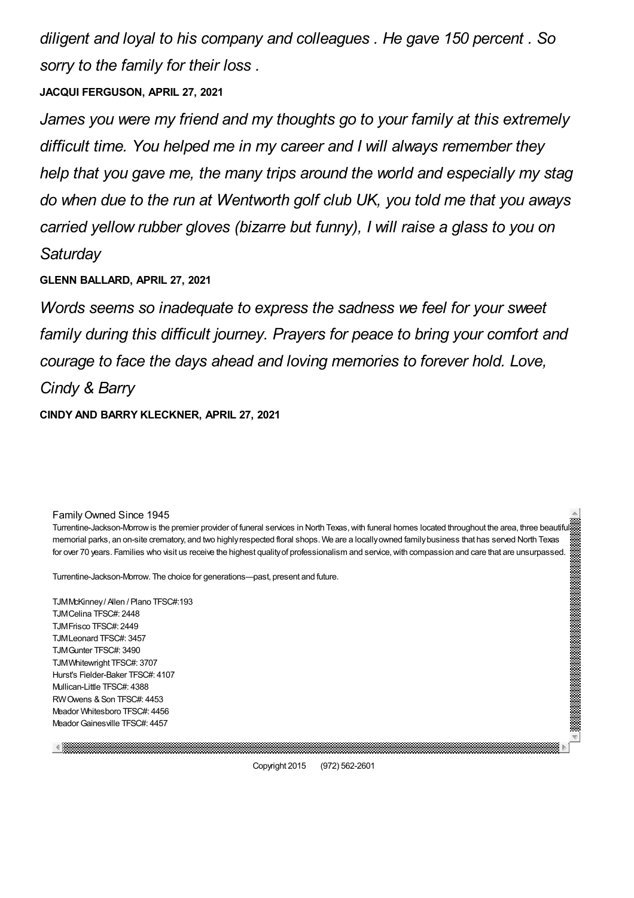*diligent and loyal to his company and colleagues . He gave 150 percent . So sorry to the family for their loss .*

**JACQUI FERGUSON, APRIL 27, 2021**

*James you were my friend and my thoughts go to your family at this extremely difficult time. You helped me in my career and I will always remember they help that you gave me, the many trips around the world and especially my stag do when due to the run at Wentworth golf club UK, you told me that you aways carried yellow rubber gloves (bizarre but funny), I will raise a glass to you on Saturday*

**GLENN BALLARD, APRIL 27, 2021**

*Words seems so inadequate to express the sadness we feel for your sweet family during this difficult journey. Prayers for peace to bring your comfort and courage to face the days ahead and loving memories to forever hold. Love, Cindy & Barry*

**CINDY AND BARRY KLECKNER, APRIL 27, 2021**

Family Owned Since 1945

Turrentine-Jackson-Morrow is the premier provider of funeral services in North Texas, with funeral homes located throughout the area, three beautiful memorial parks, an on-site crematory, and two highly respected floral shops. We are a locally owned family business that has served North Texas for over 70 years. Families who visit us receive the highest quality of professionalism and service, with compassion and care that are unsurpassed.

Turrentine-Jackson-Morrow. The choice for generations—past, present and future.

TJM McKinney / Allen / Plano TFSC#:193
TJM Celina TFSC#: 2448
TJM Frisco TFSC#: 2449
TJM Leonard TFSC#: 3457
TJM Gunter TFSC#: 3490
TJM Whitewright TFSC#: 3707
Hurst's Fielder-Baker TFSC#: 4107
Mullican-Little TFSC#: 4388
RW Owens & Son TFSC#: 4453
Meador Whitesboro TFSC#: 4456
Meador Gainesville TFSC#: 4457

Copyright 2015 (972) 562-2601